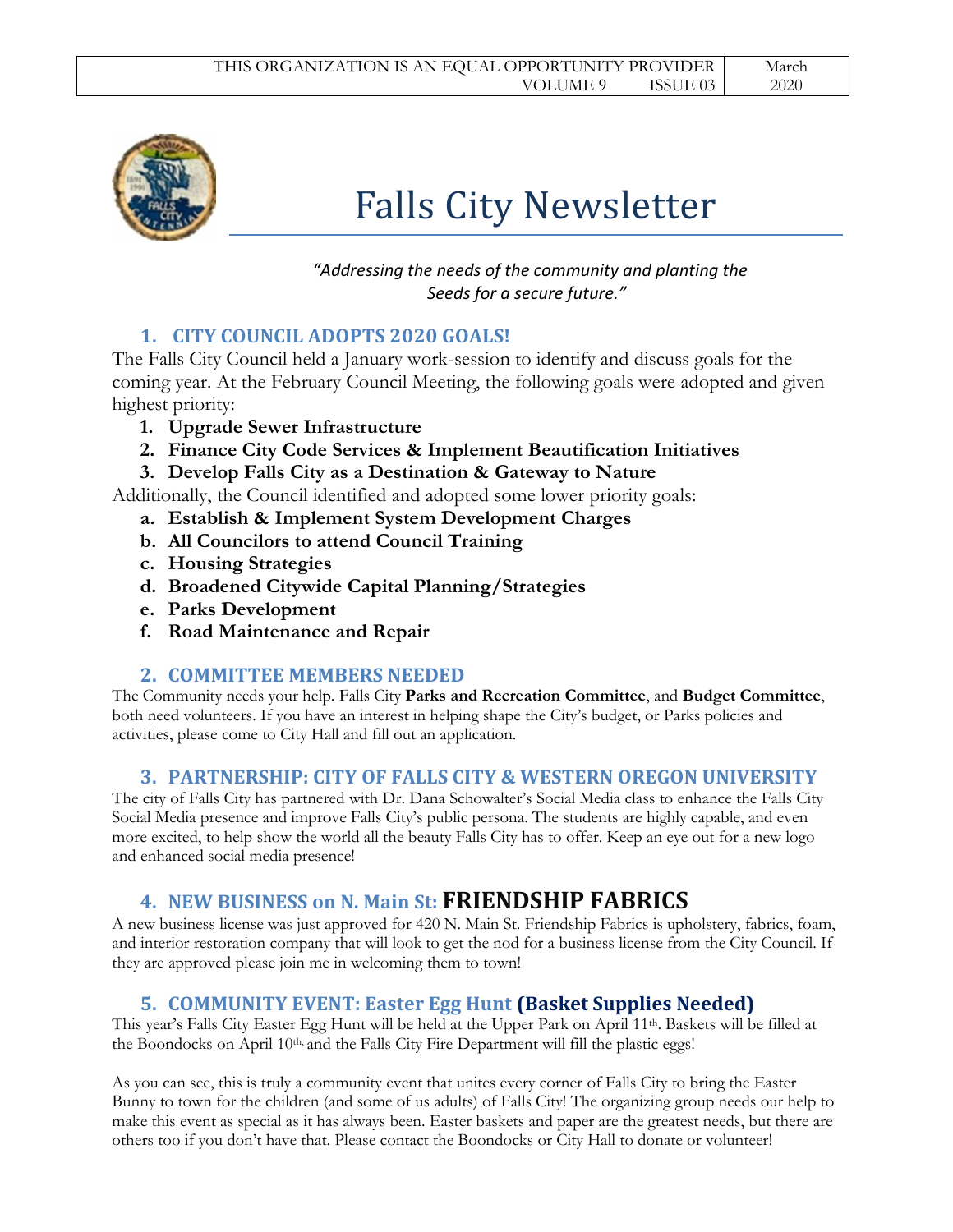THIS ORGANIZATION IS AN EQUAL OPPORTUNITY PROVIDER

VOLUME 9 ISSUE 03 | March 2020

# Falls City Newsletter

*"Addressing the needs of the community and planting the Seeds for a secure future."*

## 1. CITY COUNCIL ADOPTS 2020 GOALS!

The Falls City Council held a January work-session to identify and discuss goals for the coming year. At the February Council Meeting, the following goals were adopted and given highest priority:

1. **Upgrade Sewer Infrastructure**
2. **Finance City Code Services & Implement Beautification Initiatives**
3. **Develop Falls City as a Destination & Gateway to Nature**

Additionally, the Council identified and adopted some lower priority goals:

a. **Establish & Implement System Development Charges**
b. **All Councilors to attend Council Training**
c. **Housing Strategies**
d. **Broadened Citywide Capital Planning/Strategies**
e. **Parks Development**
f. **Road Maintenance and Repair**

## 2. COMMITTEE MEMBERS NEEDED

The Community needs your help. Falls City **Parks and Recreation Committee**, and **Budget Committee**, both need volunteers. If you have an interest in helping shape the City's budget, or Parks policies and activities, please come to City Hall and fill out an application.

## 3. PARTNERSHIP: CITY OF FALLS CITY & WESTERN OREGON UNIVERSITY

The city of Falls City has partnered with Dr. Dana Schowalter's Social Media class to enhance the Falls City Social Media presence and improve Falls City's public persona. The students are highly capable, and even more excited, to help show the world all the beauty Falls City has to offer. Keep an eye out for a new logo and enhanced social media presence!

## 4. NEW BUSINESS on N. Main St: FRIENDSHIP FABRICS

A new business license was just approved for 420 N. Main St. Friendship Fabrics is upholstery, fabrics, foam, and interior restoration company that will look to get the nod for a business license from the City Council. If they are approved please join me in welcoming them to town!

## 5. COMMUNITY EVENT: Easter Egg Hunt (Basket Supplies Needed)

This year's Falls City Easter Egg Hunt will be held at the Upper Park on April 11th. Baskets will be filled at the Boondocks on April 10th, and the Falls City Fire Department will fill the plastic eggs!

As you can see, this is truly a community event that unites every corner of Falls City to bring the Easter Bunny to town for the children (and some of us adults) of Falls City! The organizing group needs our help to make this event as special as it has always been. Easter baskets and paper are the greatest needs, but there are others too if you don't have that. Please contact the Boondocks or City Hall to donate or volunteer!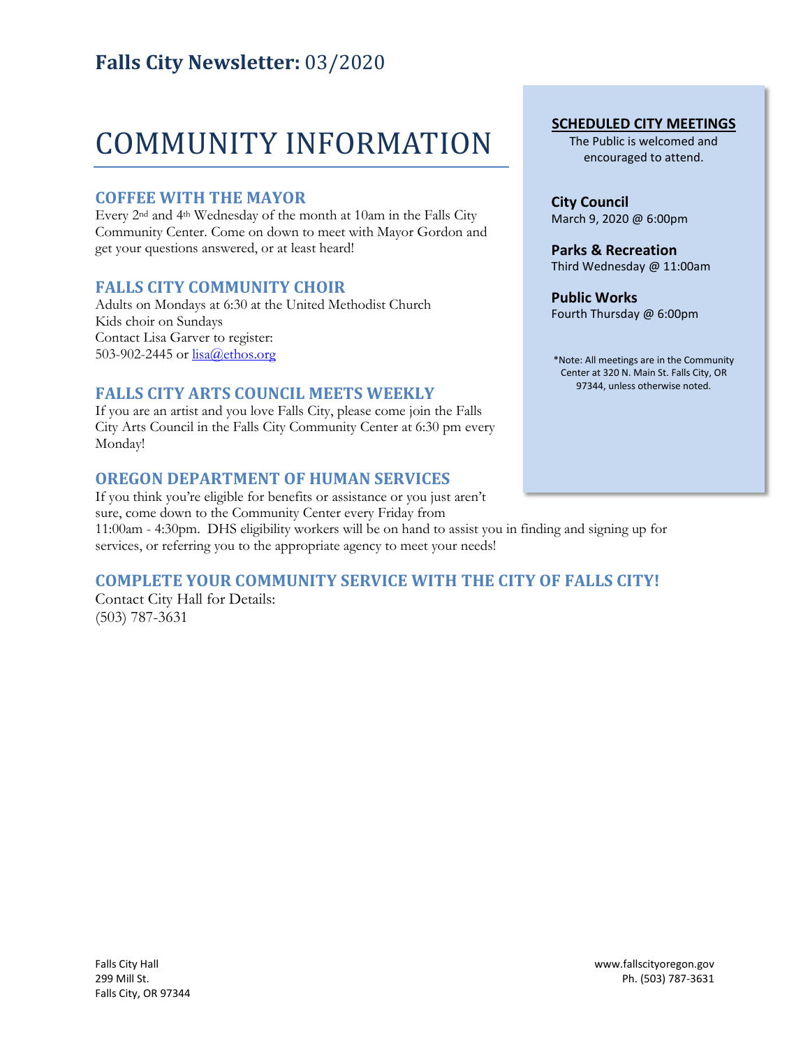## Falls City Newsletter: 03/2020

# COMMUNITY INFORMATION

### COFFEE WITH THE MAYOR

Every 2nd and 4th Wednesday of the month at 10am in the Falls City Community Center. Come on down to meet with Mayor Gordon and get your questions answered, or at least heard!

### FALLS CITY COMMUNITY CHOIR

Adults on Mondays at 6:30 at the United Methodist Church
Kids choir on Sundays
Contact Lisa Garver to register:
503-902-2445 or lisa@ethos.org

### FALLS CITY ARTS COUNCIL MEETS WEEKLY

If you are an artist and you love Falls City, please come join the Falls City Arts Council in the Falls City Community Center at 6:30 pm every Monday!

### OREGON DEPARTMENT OF HUMAN SERVICES

If you think you're eligible for benefits or assistance or you just aren't sure, come down to the Community Center every Friday from 11:00am - 4:30pm. DHS eligibility workers will be on hand to assist you in finding and signing up for services, or referring you to the appropriate agency to meet your needs!

### COMPLETE YOUR COMMUNITY SERVICE WITH THE CITY OF FALLS CITY!

Contact City Hall for Details:
(503) 787-3631

**SCHEDULED CITY MEETINGS**

The Public is welcomed and encouraged to attend.

**City Council**
March 9, 2020 @ 6:00pm

**Parks & Recreation**
Third Wednesday @ 11:00am

**Public Works**
Fourth Thursday @ 6:00pm

*Note: All meetings are in the Community Center at 320 N. Main St. Falls City, OR 97344, unless otherwise noted.

Falls City Hall
299 Mill St.
Falls City, OR 97344

www.fallscityoregon.gov
Ph. (503) 787-3631